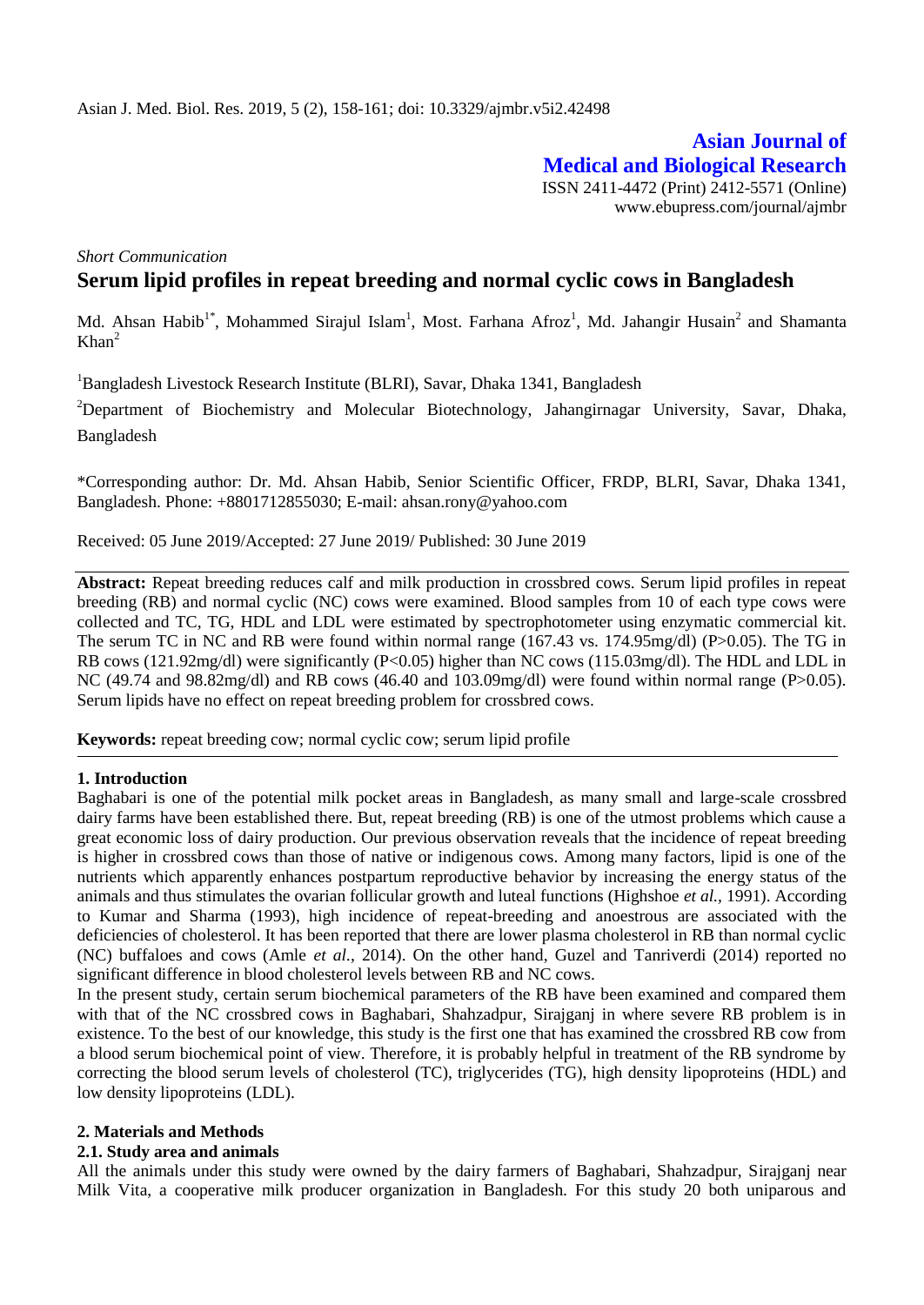Asian J. Med. Biol. Res. 2019, 5 (2), 158-161; doi: 10.3329/ajmbr.v5i2.42498

**Asian Journal of Medical and Biological Research**

ISSN 2411-4472 (Print) 2412-5571 (Online)
www.ebupress.com/journal/ajmbr

*Short Communication*

# Serum lipid profiles in repeat breeding and normal cyclic cows in Bangladesh

Md. Ahsan Habib[1*], Mohammed Sirajul Islam[1], Most. Farhana Afroz[1], Md. Jahangir Husain[2] and Shamanta Khan[2]

[1]Bangladesh Livestock Research Institute (BLRI), Savar, Dhaka 1341, Bangladesh

[2]Department of Biochemistry and Molecular Biotechnology, Jahangirnagar University, Savar, Dhaka, Bangladesh

*Corresponding author: Dr. Md. Ahsan Habib, Senior Scientific Officer, FRDP, BLRI, Savar, Dhaka 1341, Bangladesh. Phone: +8801712855030; E-mail: ahsan.rony@yahoo.com

Received: 05 June 2019/Accepted: 27 June 2019/ Published: 30 June 2019

**Abstract:** Repeat breeding reduces calf and milk production in crossbred cows. Serum lipid profiles in repeat breeding (RB) and normal cyclic (NC) cows were examined. Blood samples from 10 of each type cows were collected and TC, TG, HDL and LDL were estimated by spectrophotometer using enzymatic commercial kit. The serum TC in NC and RB were found within normal range (167.43 vs. 174.95mg/dl) ($P>0.05$). The TG in RB cows (121.92mg/dl) were significantly ($P<0.05$) higher than NC cows (115.03mg/dl). The HDL and LDL in NC (49.74 and 98.82mg/dl) and RB cows (46.40 and 103.09mg/dl) were found within normal range ($P>0.05$). Serum lipids have no effect on repeat breeding problem for crossbred cows.

**Keywords:** repeat breeding cow; normal cyclic cow; serum lipid profile

## 1. Introduction

Baghabari is one of the potential milk pocket areas in Bangladesh, as many small and large-scale crossbred dairy farms have been established there. But, repeat breeding (RB) is one of the utmost problems which cause a great economic loss of dairy production. Our previous observation reveals that the incidence of repeat breeding is higher in crossbred cows than those of native or indigenous cows. Among many factors, lipid is one of the nutrients which apparently enhances postpartum reproductive behavior by increasing the energy status of the animals and thus stimulates the ovarian follicular growth and luteal functions (Highshoe *et al.*, 1991). According to Kumar and Sharma (1993), high incidence of repeat-breeding and anoestrous are associated with the deficiencies of cholesterol. It has been reported that there are lower plasma cholesterol in RB than normal cyclic (NC) buffaloes and cows (Amle *et al.*, 2014). On the other hand, Guzel and Tanriverdi (2014) reported no significant difference in blood cholesterol levels between RB and NC cows.

In the present study, certain serum biochemical parameters of the RB have been examined and compared them with that of the NC crossbred cows in Baghabari, Shahzadpur, Sirajganj in where severe RB problem is in existence. To the best of our knowledge, this study is the first one that has examined the crossbred RB cow from a blood serum biochemical point of view. Therefore, it is probably helpful in treatment of the RB syndrome by correcting the blood serum levels of cholesterol (TC), triglycerides (TG), high density lipoproteins (HDL) and low density lipoproteins (LDL).

## 2. Materials and Methods

### 2.1. Study area and animals

All the animals under this study were owned by the dairy farmers of Baghabari, Shahzadpur, Sirajganj near Milk Vita, a cooperative milk producer organization in Bangladesh. For this study 20 both uniparous and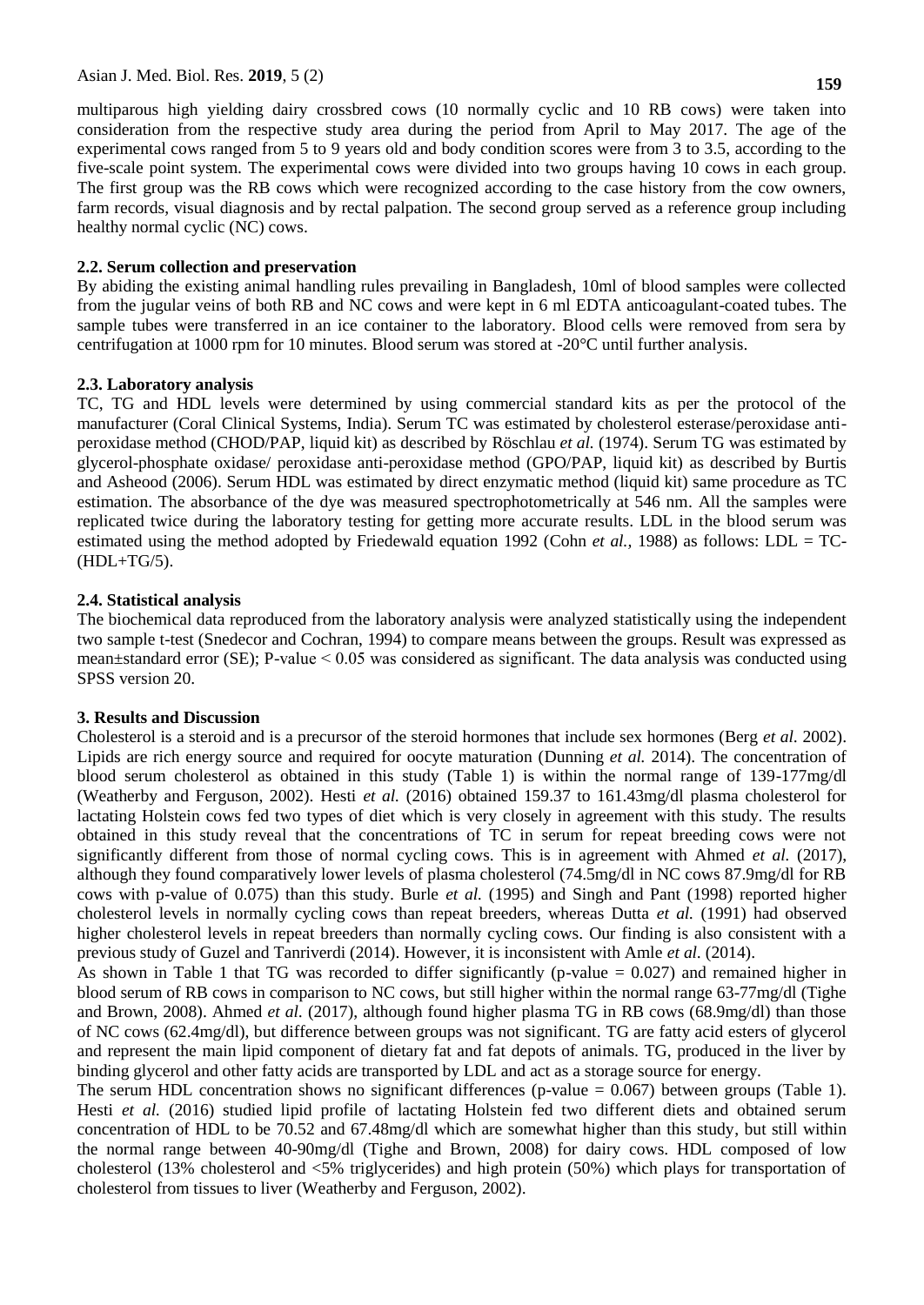multiparous high yielding dairy crossbred cows (10 normally cyclic and 10 RB cows) were taken into consideration from the respective study area during the period from April to May 2017. The age of the experimental cows ranged from 5 to 9 years old and body condition scores were from 3 to 3.5, according to the five-scale point system. The experimental cows were divided into two groups having 10 cows in each group. The first group was the RB cows which were recognized according to the case history from the cow owners, farm records, visual diagnosis and by rectal palpation. The second group served as a reference group including healthy normal cyclic (NC) cows.

### 2.2. Serum collection and preservation

By abiding the existing animal handling rules prevailing in Bangladesh, 10ml of blood samples were collected from the jugular veins of both RB and NC cows and were kept in 6 ml EDTA anticoagulant-coated tubes. The sample tubes were transferred in an ice container to the laboratory. Blood cells were removed from sera by centrifugation at 1000 rpm for 10 minutes. Blood serum was stored at -20°C until further analysis.

### 2.3. Laboratory analysis

TC, TG and HDL levels were determined by using commercial standard kits as per the protocol of the manufacturer (Coral Clinical Systems, India). Serum TC was estimated by cholesterol esterase/peroxidase anti-peroxidase method (CHOD/PAP, liquid kit) as described by Röschlau *et al.* (1974). Serum TG was estimated by glycerol-phosphate oxidase/ peroxidase anti-peroxidase method (GPO/PAP, liquid kit) as described by Burtis and Asheood (2006). Serum HDL was estimated by direct enzymatic method (liquid kit) same procedure as TC estimation. The absorbance of the dye was measured spectrophotometrically at 546 nm. All the samples were replicated twice during the laboratory testing for getting more accurate results. LDL in the blood serum was estimated using the method adopted by Friedewald equation 1992 (Cohn *et al.,* 1988) as follows: LDL = TC-(HDL+TG/5).

### 2.4. Statistical analysis

The biochemical data reproduced from the laboratory analysis were analyzed statistically using the independent two sample t-test (Snedecor and Cochran, 1994) to compare means between the groups. Result was expressed as mean±standard error (SE); P-value < 0.05 was considered as significant. The data analysis was conducted using SPSS version 20.

## 3. Results and Discussion

Cholesterol is a steroid and is a precursor of the steroid hormones that include sex hormones (Berg *et al.* 2002). Lipids are rich energy source and required for oocyte maturation (Dunning *et al.* 2014). The concentration of blood serum cholesterol as obtained in this study (Table 1) is within the normal range of 139-177mg/dl (Weatherby and Ferguson, 2002). Hesti *et al.* (2016) obtained 159.37 to 161.43mg/dl plasma cholesterol for lactating Holstein cows fed two types of diet which is very closely in agreement with this study. The results obtained in this study reveal that the concentrations of TC in serum for repeat breeding cows were not significantly different from those of normal cycling cows. This is in agreement with Ahmed *et al.* (2017), although they found comparatively lower levels of plasma cholesterol (74.5mg/dl in NC cows 87.9mg/dl for RB cows with p-value of 0.075) than this study. Burle *et al.* (1995) and Singh and Pant (1998) reported higher cholesterol levels in normally cycling cows than repeat breeders, whereas Dutta *et al.* (1991) had observed higher cholesterol levels in repeat breeders than normally cycling cows. Our finding is also consistent with a previous study of Guzel and Tanriverdi (2014). However, it is inconsistent with Amle *et al.* (2014).

As shown in Table 1 that TG was recorded to differ significantly (p-value = 0.027) and remained higher in blood serum of RB cows in comparison to NC cows, but still higher within the normal range 63-77mg/dl (Tighe and Brown, 2008). Ahmed *et al.* (2017), although found higher plasma TG in RB cows (68.9mg/dl) than those of NC cows (62.4mg/dl), but difference between groups was not significant. TG are fatty acid esters of glycerol and represent the main lipid component of dietary fat and fat depots of animals. TG, produced in the liver by binding glycerol and other fatty acids are transported by LDL and act as a storage source for energy.

The serum HDL concentration shows no significant differences (p-value = 0.067) between groups (Table 1). Hesti *et al.* (2016) studied lipid profile of lactating Holstein fed two different diets and obtained serum concentration of HDL to be 70.52 and 67.48mg/dl which are somewhat higher than this study, but still within the normal range between 40-90mg/dl (Tighe and Brown, 2008) for dairy cows. HDL composed of low cholesterol (13% cholesterol and <5% triglycerides) and high protein (50%) which plays for transportation of cholesterol from tissues to liver (Weatherby and Ferguson, 2002).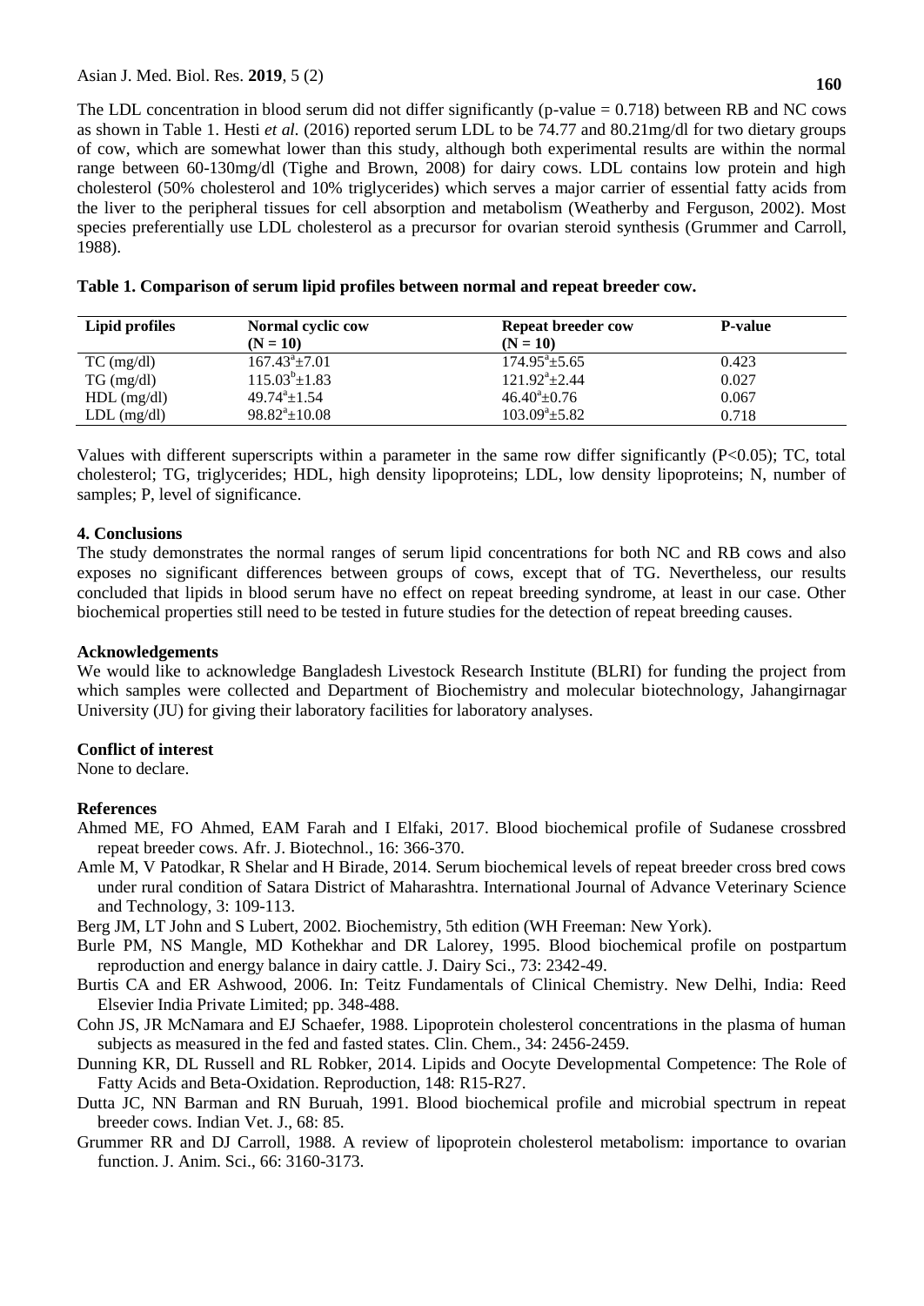The LDL concentration in blood serum did not differ significantly (p-value = 0.718) between RB and NC cows as shown in Table 1. Hesti *et al.* (2016) reported serum LDL to be 74.77 and 80.21mg/dl for two dietary groups of cow, which are somewhat lower than this study, although both experimental results are within the normal range between 60-130mg/dl (Tighe and Brown, 2008) for dairy cows. LDL contains low protein and high cholesterol (50% cholesterol and 10% triglycerides) which serves a major carrier of essential fatty acids from the liver to the peripheral tissues for cell absorption and metabolism (Weatherby and Ferguson, 2002). Most species preferentially use LDL cholesterol as a precursor for ovarian steroid synthesis (Grummer and Carroll, 1988).

**Table 1. Comparison of serum lipid profiles between normal and repeat breeder cow.**

| Lipid profiles | Normal cyclic cow (N = 10) | Repeat breeder cow (N = 10) | P-value |
|---|---|---|---|
| TC (mg/dl) | $167.43^{a}\pm7.01$ | $174.95^{a}\pm5.65$ | 0.423 |
| TG (mg/dl) | $115.03^{b}\pm1.83$ | $121.92^{a}\pm2.44$ | 0.027 |
| HDL (mg/dl) | $49.74^{a}\pm1.54$ | $46.40^{a}\pm0.76$ | 0.067 |
| LDL (mg/dl) | $98.82^{a}\pm10.08$ | $103.09^{a}\pm5.82$ | 0.718 |

Values with different superscripts within a parameter in the same row differ significantly ($P<0.05$); TC, total cholesterol; TG, triglycerides; HDL, high density lipoproteins; LDL, low density lipoproteins; N, number of samples; P, level of significance.

## 4. Conclusions

The study demonstrates the normal ranges of serum lipid concentrations for both NC and RB cows and also exposes no significant differences between groups of cows, except that of TG. Nevertheless, our results concluded that lipids in blood serum have no effect on repeat breeding syndrome, at least in our case. Other biochemical properties still need to be tested in future studies for the detection of repeat breeding causes.

## Acknowledgements

We would like to acknowledge Bangladesh Livestock Research Institute (BLRI) for funding the project from which samples were collected and Department of Biochemistry and molecular biotechnology, Jahangirnagar University (JU) for giving their laboratory facilities for laboratory analyses.

## Conflict of interest

None to declare.

## References

Ahmed ME, FO Ahmed, EAM Farah and I Elfaki, 2017. Blood biochemical profile of Sudanese crossbred repeat breeder cows. Afr. J. Biotechnol., 16: 366-370.

Amle M, V Patodkar, R Shelar and H Birade, 2014. Serum biochemical levels of repeat breeder cross bred cows under rural condition of Satara District of Maharashtra. International Journal of Advance Veterinary Science and Technology, 3: 109-113.

Berg JM, LT John and S Lubert, 2002. Biochemistry, 5th edition (WH Freeman: New York).

Burle PM, NS Mangle, MD Kothekhar and DR Lalorey, 1995. Blood biochemical profile on postpartum reproduction and energy balance in dairy cattle. J. Dairy Sci., 73: 2342-49.

Burtis CA and ER Ashwood, 2006. In: Teitz Fundamentals of Clinical Chemistry. New Delhi, India: Reed Elsevier India Private Limited; pp. 348-488.

Cohn JS, JR McNamara and EJ Schaefer, 1988. Lipoprotein cholesterol concentrations in the plasma of human subjects as measured in the fed and fasted states. Clin. Chem., 34: 2456-2459.

Dunning KR, DL Russell and RL Robker, 2014. Lipids and Oocyte Developmental Competence: The Role of Fatty Acids and Beta-Oxidation. Reproduction, 148: R15-R27.

Dutta JC, NN Barman and RN Buruah, 1991. Blood biochemical profile and microbial spectrum in repeat breeder cows. Indian Vet. J., 68: 85.

Grummer RR and DJ Carroll, 1988. A review of lipoprotein cholesterol metabolism: importance to ovarian function. J. Anim. Sci., 66: 3160-3173.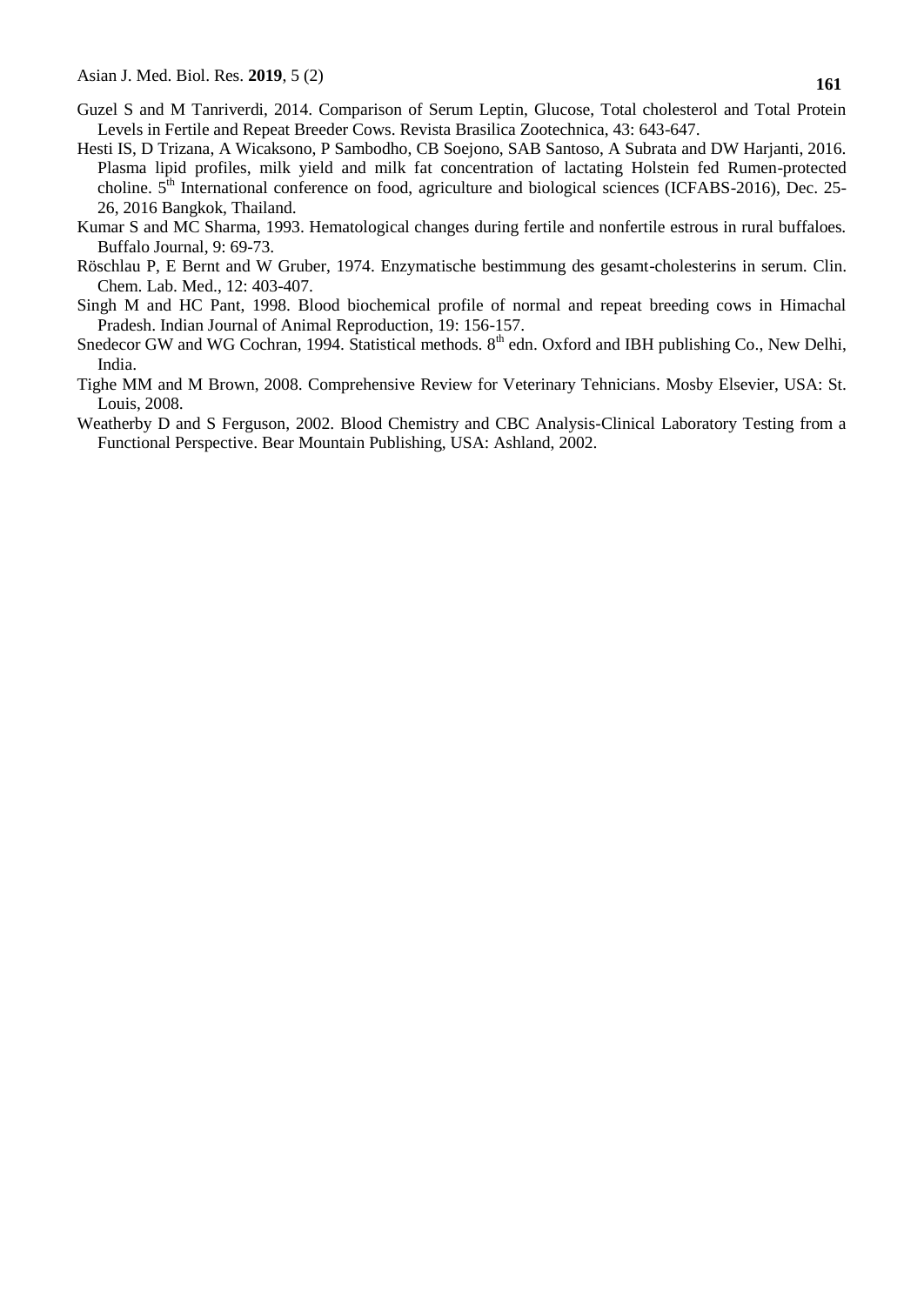Guzel S and M Tanriverdi, 2014. Comparison of Serum Leptin, Glucose, Total cholesterol and Total Protein Levels in Fertile and Repeat Breeder Cows. Revista Brasilica Zootechnica, 43: 643-647.

Hesti IS, D Trizana, A Wicaksono, P Sambodho, CB Soejono, SAB Santoso, A Subrata and DW Harjanti, 2016. Plasma lipid profiles, milk yield and milk fat concentration of lactating Holstein fed Rumen-protected choline. 5th International conference on food, agriculture and biological sciences (ICFABS-2016), Dec. 25-26, 2016 Bangkok, Thailand.

Kumar S and MC Sharma, 1993. Hematological changes during fertile and nonfertile estrous in rural buffaloes. Buffalo Journal, 9: 69-73.

Röschlau P, E Bernt and W Gruber, 1974. Enzymatische bestimmung des gesamt-cholesterins in serum. Clin. Chem. Lab. Med., 12: 403-407.

Singh M and HC Pant, 1998. Blood biochemical profile of normal and repeat breeding cows in Himachal Pradesh. Indian Journal of Animal Reproduction, 19: 156-157.

Snedecor GW and WG Cochran, 1994. Statistical methods. 8th edn. Oxford and IBH publishing Co., New Delhi, India.

Tighe MM and M Brown, 2008. Comprehensive Review for Veterinary Tehnicians. Mosby Elsevier, USA: St. Louis, 2008.

Weatherby D and S Ferguson, 2002. Blood Chemistry and CBC Analysis-Clinical Laboratory Testing from a Functional Perspective. Bear Mountain Publishing, USA: Ashland, 2002.